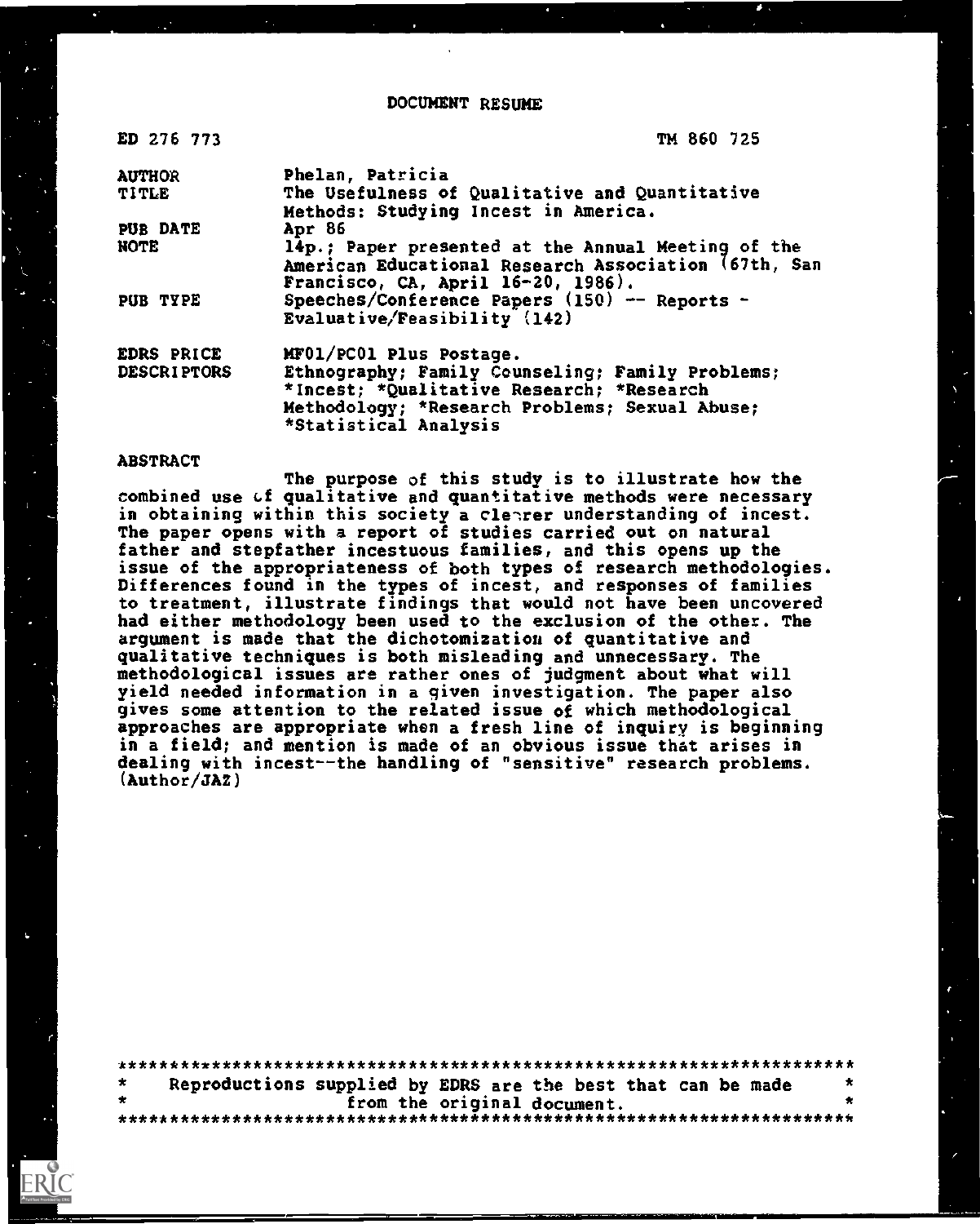DOCUMENT RESUME

| | |
|---|---|
| ED 276 773 | TM 860 725 |
| AUTHOR | Phelan, Patricia |
| TITLE | The Usefulness of Qualitative and Quantitative Methods: Studying Incest in America. |
| PUB DATE | Apr 86 |
| NOTE | 14p.; Paper presented at the Annual Meeting of the American Educational Research Association (67th, San Francisco, CA, April 16-20, 1986). |
| PUB TYPE | Speeches/Conference Papers (150) -- Reports - Evaluative/Feasibility (142) |
| EDRS PRICE | MF01/PC01 Plus Postage. |
| DESCRIPTORS | Ethnography; Family Counseling; Family Problems; *Incest; *Qualitative Research; *Research Methodology; *Research Problems; Sexual Abuse; *Statistical Analysis |

ABSTRACT

The purpose of this study is to illustrate how the combined use of qualitative and quantitative methods were necessary in obtaining within this society a clearer understanding of incest. The paper opens with a report of studies carried out on natural father and stepfather incestuous families, and this opens up the issue of the appropriateness of both types of research methodologies. Differences found in the types of incest, and responses of families to treatment, illustrate findings that would not have been uncovered had either methodology been used to the exclusion of the other. The argument is made that the dichotomization of quantitative and qualitative techniques is both misleading and unnecessary. The methodological issues are rather ones of judgment about what will yield needed information in a given investigation. The paper also gives some attention to the related issue of which methodological approaches are appropriate when a fresh line of inquiry is beginning in a field; and mention is made of an obvious issue that arises in dealing with incest--the handling of "sensitive" research problems. (Author/JAZ)

***********************************************************************
* Reproductions supplied by EDRS are the best that can be made *
* from the original document. *
***********************************************************************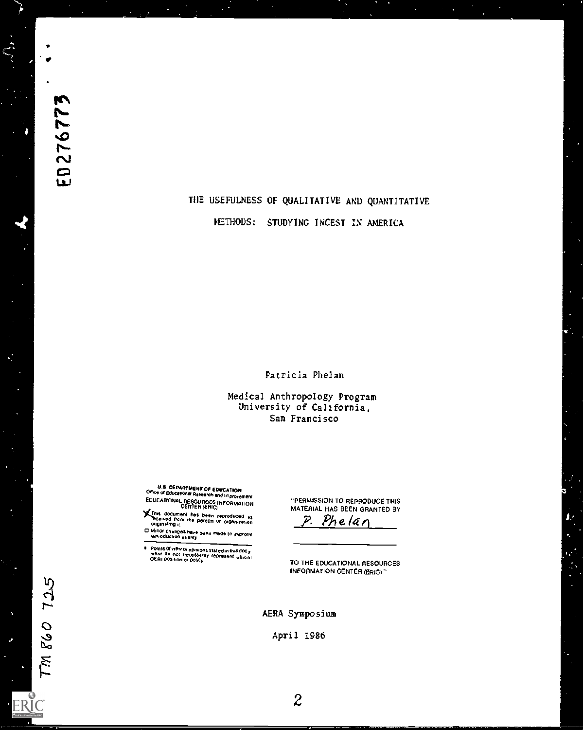ED276773

# THE USEFULNESS OF QUALITATIVE AND QUANTITATIVE METHODS: STUDYING INCEST IN AMERICA

Patricia Phelan

Medical Anthropology Program
University of California,
San Francisco

U.S. DEPARTMENT OF EDUCATION
Office of Educational Research and Improvement
EDUCATIONAL RESOURCES INFORMATION CENTER (ERIC)

- [x] This document has been reproduced as received from the person or organization originating it.
- [ ] Minor changes have been made to improve reproduction quality.

- Points of view or opinions stated in this document do not necessarily represent official OERI position or policy.

"PERMISSION TO REPRODUCE THIS MATERIAL HAS BEEN GRANTED BY

P. Phelan

TO THE EDUCATIONAL RESOURCES INFORMATION CENTER (ERIC)."

AERA Symposium

April 1986

TM 860 725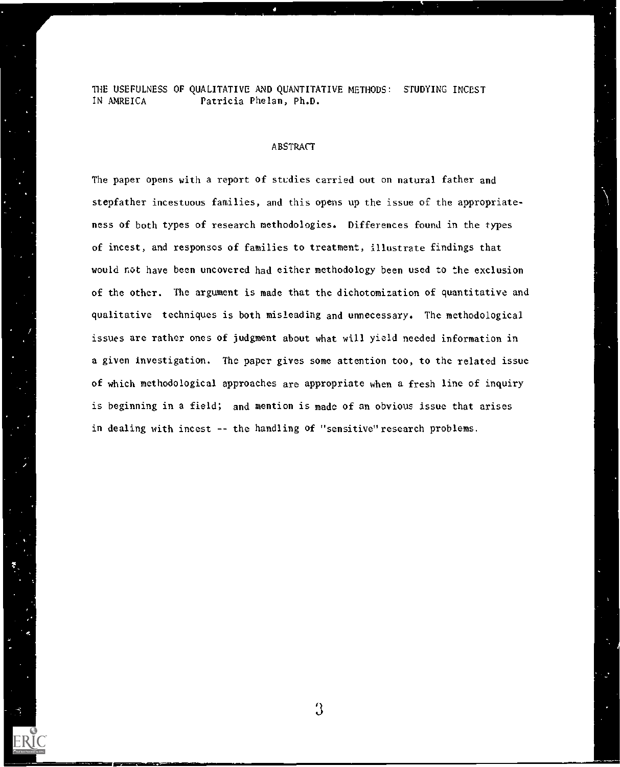THE USEFULNESS OF QUALITATIVE AND QUANTITATIVE METHODS: STUDYING INCEST IN AMREICA Patricia Phelan, Ph.D.

## ABSTRACT

The paper opens with a report of studies carried out on natural father and stepfather incestuous families, and this opens up the issue of the appropriateness of both types of research methodologies. Differences found in the types of incest, and responses of families to treatment, illustrate findings that would not have been uncovered had either methodology been used to the exclusion of the other. The argument is made that the dichotomization of quantitative and qualitative techniques is both misleading and unnecessary. The methodological issues are rather ones of judgment about what will yield needed information in a given investigation. The paper gives some attention too, to the related issue of which methodological approaches are appropriate when a fresh line of inquiry is beginning in a field; and mention is made of an obvious issue that arises in dealing with incest -- the handling of "sensitive" research problems.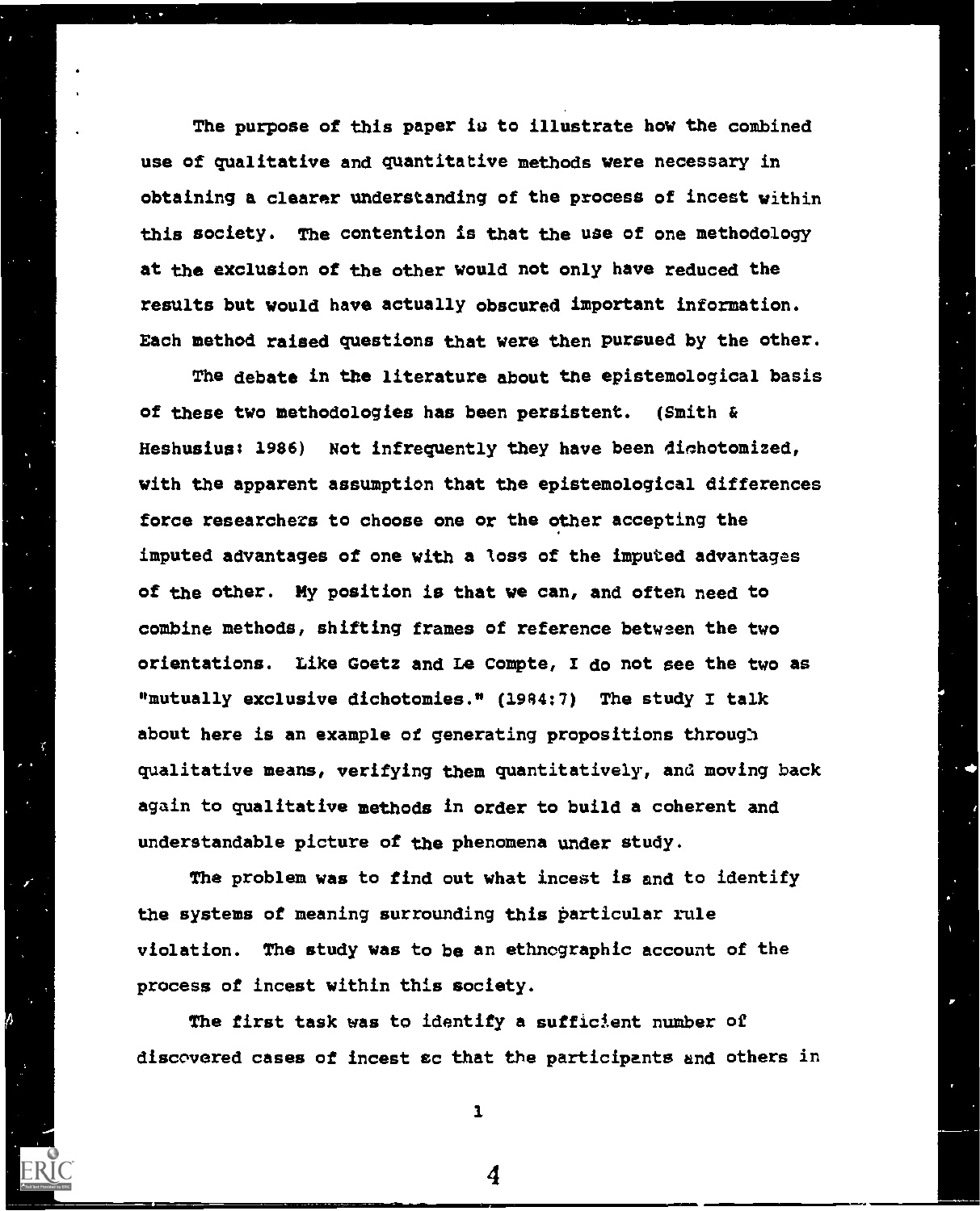The purpose of this paper is to illustrate how the combined use of qualitative and quantitative methods were necessary in obtaining a clearer understanding of the process of incest within this society. The contention is that the use of one methodology at the exclusion of the other would not only have reduced the results but would have actually obscured important information. Each method raised questions that were then pursued by the other.

The debate in the literature about the epistemological basis of these two methodologies has been persistent. (Smith & Heshusius: 1986) Not infrequently they have been dichotomized, with the apparent assumption that the epistemological differences force researchers to choose one or the other accepting the imputed advantages of one with a loss of the imputed advantages of the other. My position is that we can, and often need to combine methods, shifting frames of reference between the two orientations. Like Goetz and Le Compte, I do not see the two as "mutually exclusive dichotomies." (1984:7) The study I talk about here is an example of generating propositions through qualitative means, verifying them quantitatively, and moving back again to qualitative methods in order to build a coherent and understandable picture of the phenomena under study.

The problem was to find out what incest is and to identify the systems of meaning surrounding this particular rule violation. The study was to be an ethnographic account of the process of incest within this society.

The first task was to identify a sufficient number of discovered cases of incest so that the participants and others in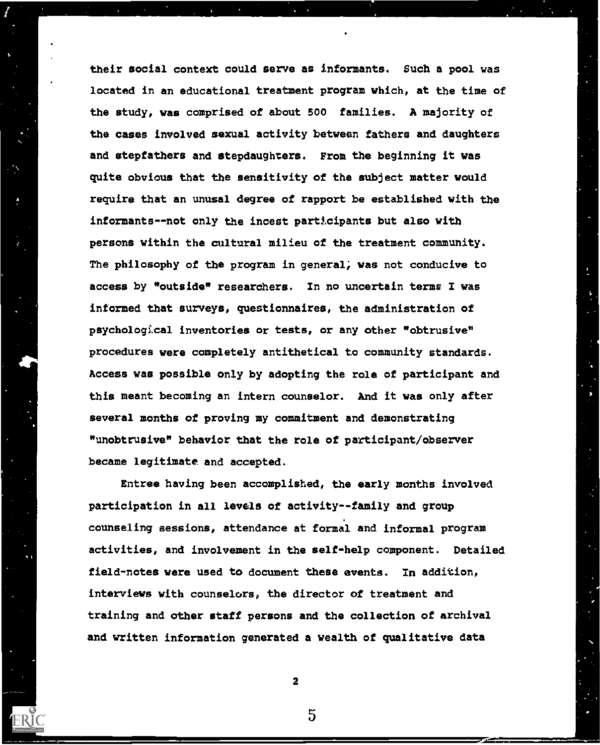their social context could serve as informants. Such a pool was located in an educational treatment program which, at the time of the study, was comprised of about 500 families. A majority of the cases involved sexual activity between fathers and daughters and stepfathers and stepdaughters. From the beginning it was quite obvious that the sensitivity of the subject matter would require that an unusal degree of rapport be established with the informants--not only the incest participants but also with persons within the cultural milieu of the treatment community. The philosophy of the program in general, was not conducive to access by "outside" researchers. In no uncertain terms I was informed that surveys, questionnaires, the administration of psychological inventories or tests, or any other "obtrusive" procedures were completely antithetical to community standards. Access was possible only by adopting the role of participant and this meant becoming an intern counselor. And it was only after several months of proving my commitment and demonstrating "unobtrusive" behavior that the role of participant/observer became legitimate and accepted.

Entree having been accomplished, the early months involved participation in all levels of activity--family and group counseling sessions, attendance at formal and informal program activities, and involvement in the self-help component. Detailed field-notes were used to document these events. In addition, interviews with counselors, the director of treatment and training and other staff persons and the collection of archival and written information generated a wealth of qualitative data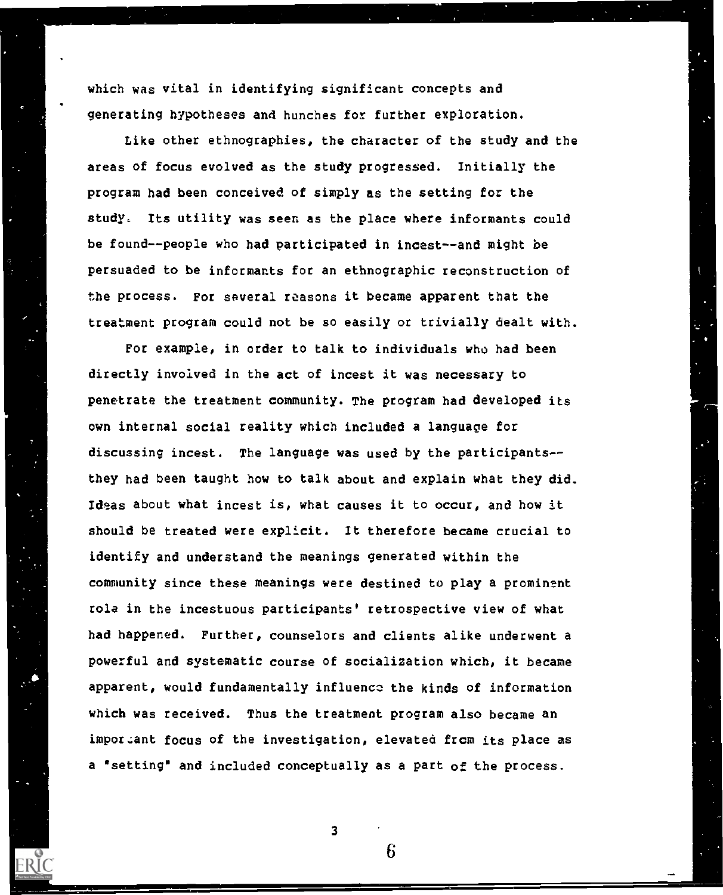which was vital in identifying significant concepts and generating hypotheses and hunches for further exploration.

Like other ethnographies, the character of the study and the areas of focus evolved as the study progressed. Initially the program had been conceived of simply as the setting for the study. Its utility was seen as the place where informants could be found--people who had participated in incest--and might be persuaded to be informants for an ethnographic reconstruction of the process. For several reasons it became apparent that the treatment program could not be so easily or trivially dealt with.

For example, in order to talk to individuals who had been directly involved in the act of incest it was necessary to penetrate the treatment community. The program had developed its own internal social reality which included a language for discussing incest. The language was used by the participants--they had been taught how to talk about and explain what they did. Ideas about what incest is, what causes it to occur, and how it should be treated were explicit. It therefore became crucial to identify and understand the meanings generated within the community since these meanings were destined to play a prominent role in the incestuous participants' retrospective view of what had happened. Further, counselors and clients alike underwent a powerful and systematic course of socialization which, it became apparent, would fundamentally influence the kinds of information which was received. Thus the treatment program also became an important focus of the investigation, elevated from its place as a "setting" and included conceptually as a part of the process.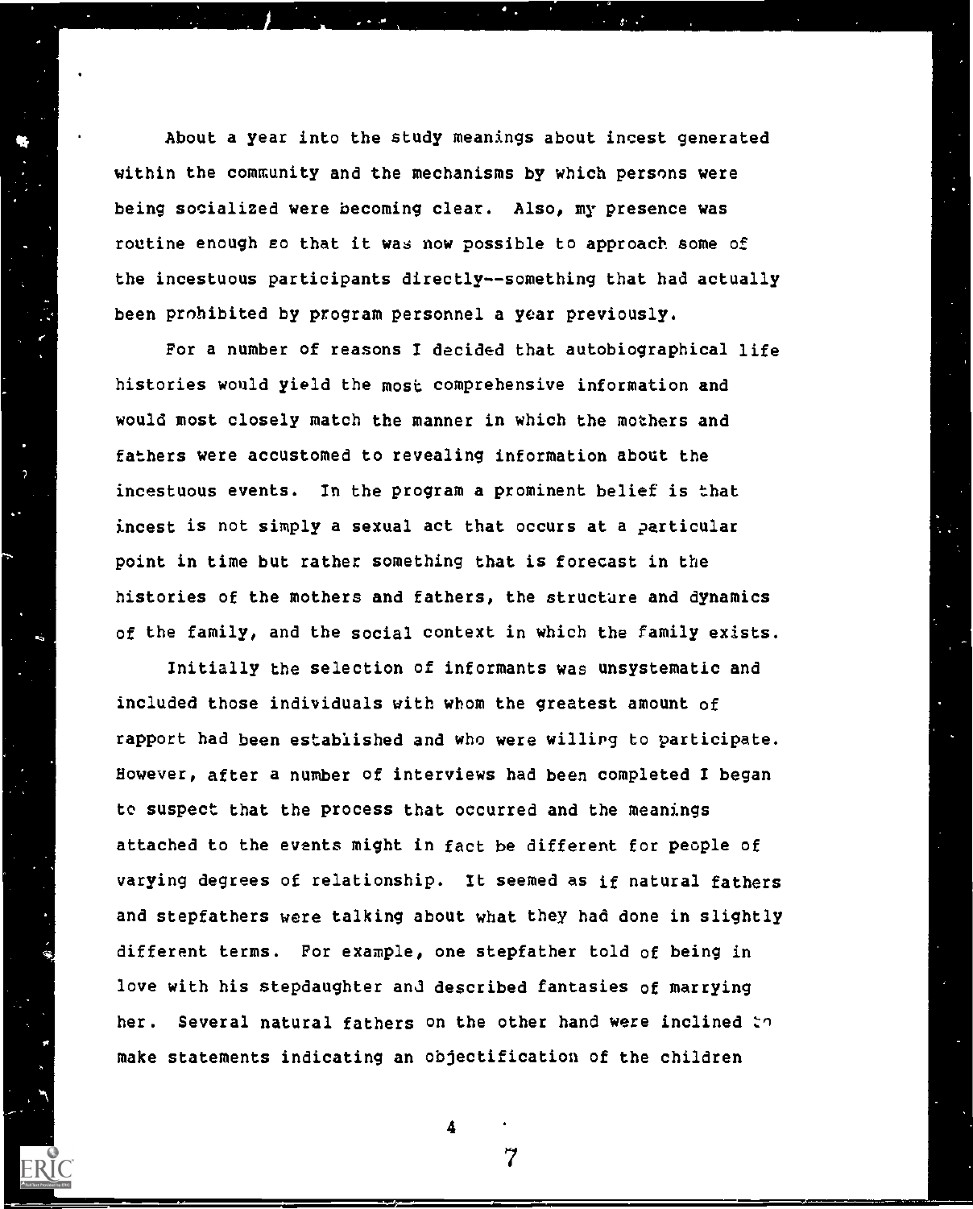About a year into the study meanings about incest generated within the community and the mechanisms by which persons were being socialized were becoming clear. Also, my presence was routine enough so that it was now possible to approach some of the incestuous participants directly--something that had actually been prohibited by program personnel a year previously.

For a number of reasons I decided that autobiographical life histories would yield the most comprehensive information and would most closely match the manner in which the mothers and fathers were accustomed to revealing information about the incestuous events. In the program a prominent belief is that incest is not simply a sexual act that occurs at a particular point in time but rather something that is forecast in the histories of the mothers and fathers, the structure and dynamics of the family, and the social context in which the family exists.

Initially the selection of informants was unsystematic and included those individuals with whom the greatest amount of rapport had been established and who were willing to participate. However, after a number of interviews had been completed I began to suspect that the process that occurred and the meanings attached to the events might in fact be different for people of varying degrees of relationship. It seemed as if natural fathers and stepfathers were talking about what they had done in slightly different terms. For example, one stepfather told of being in love with his stepdaughter and described fantasies of marrying her. Several natural fathers on the other hand were inclined to make statements indicating an objectification of the children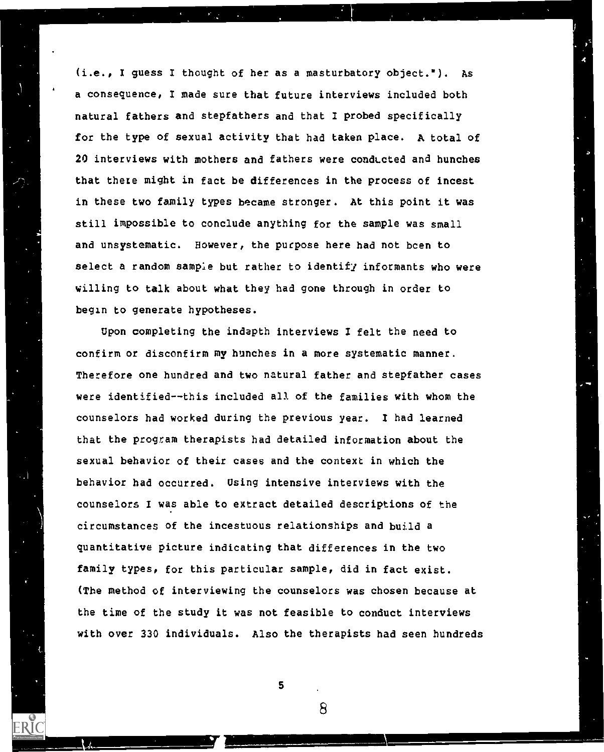(i.e., I guess I thought of her as a masturbatory object."). As a consequence, I made sure that future interviews included both natural fathers and stepfathers and that I probed specifically for the type of sexual activity that had taken place. A total of 20 interviews with mothers and fathers were conducted and hunches that there might in fact be differences in the process of incest in these two family types became stronger. At this point it was still impossible to conclude anything for the sample was small and unsystematic. However, the purpose here had not been to select a random sample but rather to identify informants who were willing to talk about what they had gone through in order to begin to generate hypotheses.

Upon completing the indepth interviews I felt the need to confirm or disconfirm my hunches in a more systematic manner. Therefore one hundred and two natural father and stepfather cases were identified--this included all of the families with whom the counselors had worked during the previous year. I had learned that the program therapists had detailed information about the sexual behavior of their cases and the context in which the behavior had occurred. Using intensive interviews with the counselors I was able to extract detailed descriptions of the circumstances of the incestuous relationships and build a quantitative picture indicating that differences in the two family types, for this particular sample, did in fact exist. (The method of interviewing the counselors was chosen because at the time of the study it was not feasible to conduct interviews with over 330 individuals. Also the therapists had seen hundreds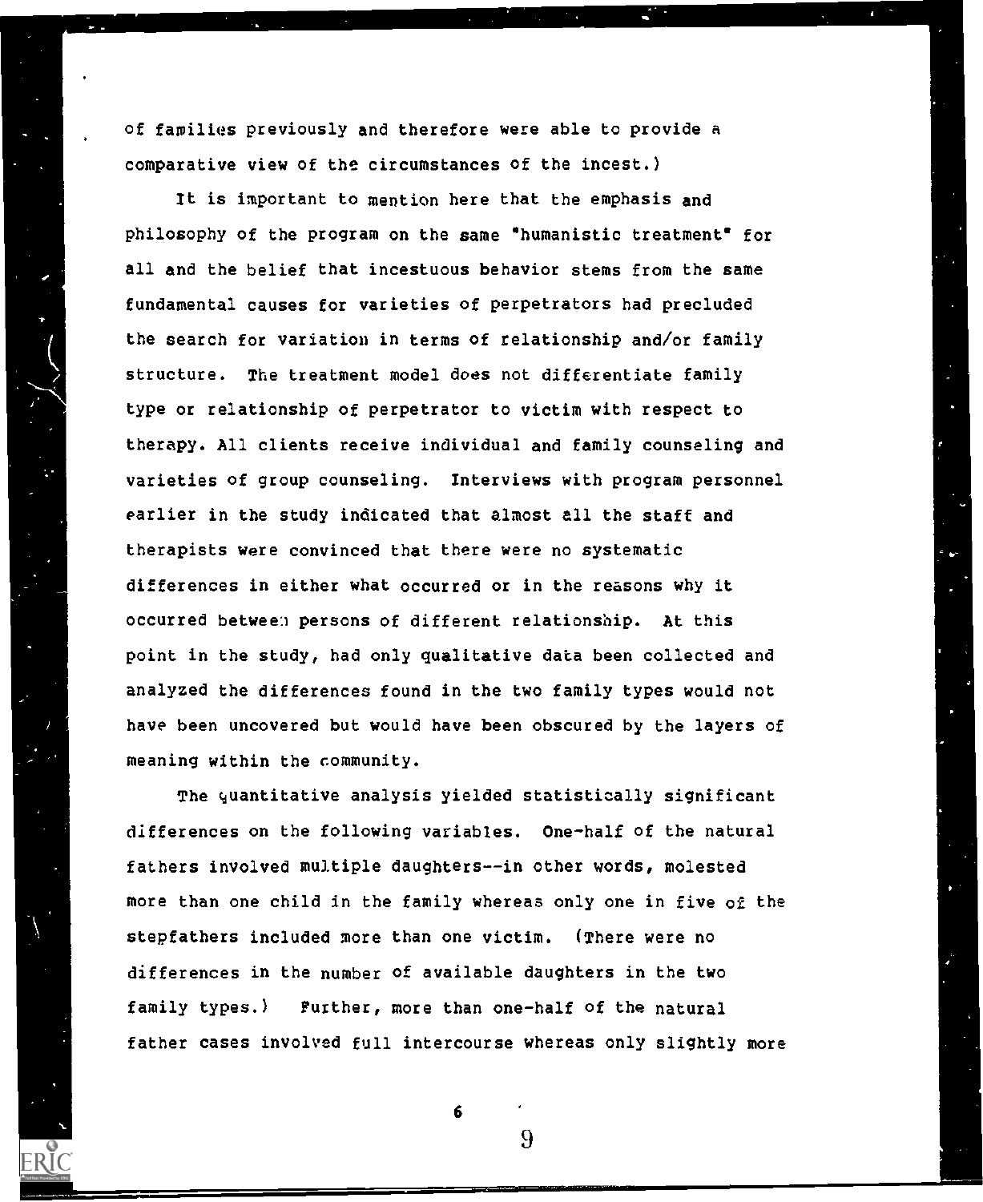of families previously and therefore were able to provide a comparative view of the circumstances of the incest.)

It is important to mention here that the emphasis and philosophy of the program on the same "humanistic treatment" for all and the belief that incestuous behavior stems from the same fundamental causes for varieties of perpetrators had precluded the search for variation in terms of relationship and/or family structure. The treatment model does not differentiate family type or relationship of perpetrator to victim with respect to therapy. All clients receive individual and family counseling and varieties of group counseling. Interviews with program personnel earlier in the study indicated that almost all the staff and therapists were convinced that there were no systematic differences in either what occurred or in the reasons why it occurred between persons of different relationship. At this point in the study, had only qualitative data been collected and analyzed the differences found in the two family types would not have been uncovered but would have been obscured by the layers of meaning within the community.

The quantitative analysis yielded statistically significant differences on the following variables. One-half of the natural fathers involved multiple daughters--in other words, molested more than one child in the family whereas only one in five of the stepfathers included more than one victim. (There were no differences in the number of available daughters in the two family types.) Further, more than one-half of the natural father cases involved full intercourse whereas only slightly more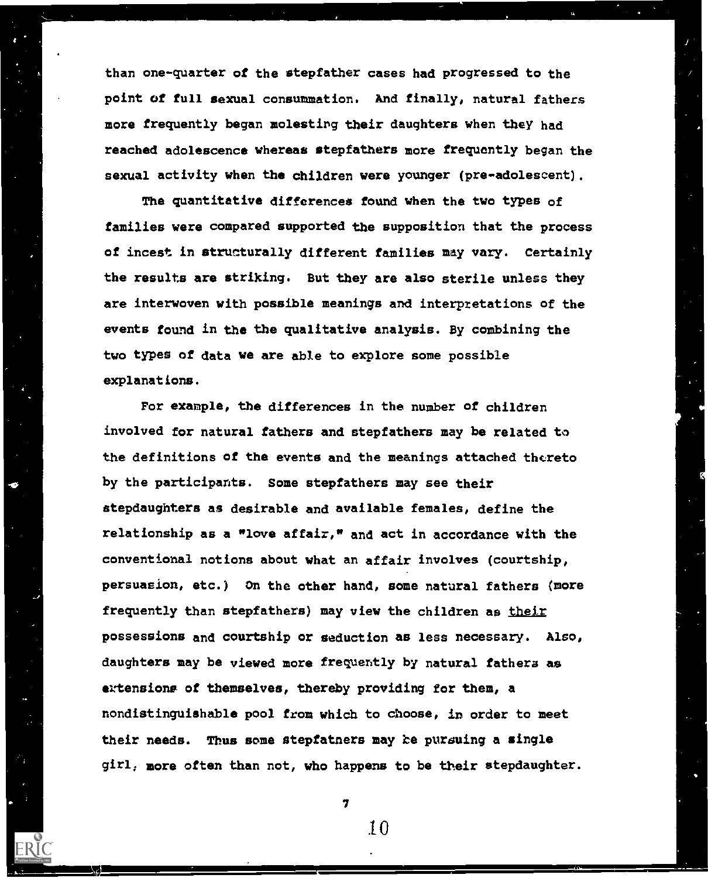than one-quarter of the stepfather cases had progressed to the point of full sexual consummation. And finally, natural fathers more frequently began molesting their daughters when they had reached adolescence whereas stepfathers more frequently began the sexual activity when the children were younger (pre-adolescent).

The quantitative differences found when the two types of families were compared supported the supposition that the process of incest in structurally different families may vary. Certainly the results are striking. But they are also sterile unless they are interwoven with possible meanings and interpretations of the events found in the the qualitative analysis. By combining the two types of data we are able to explore some possible explanations.

For example, the differences in the number of children involved for natural fathers and stepfathers may be related to the definitions of the events and the meanings attached thereto by the participants. Some stepfathers may see their stepdaughters as desirable and available females, define the relationship as a "love affair," and act in accordance with the conventional notions about what an affair involves (courtship, persuasion, etc.) On the other hand, some natural fathers (more frequently than stepfathers) may view the children as <u>their</u> possessions and courtship or seduction as less necessary. Also, daughters may be viewed more frequently by natural fathers as extensions of themselves, thereby providing for them, a nondistinguishable pool from which to choose, in order to meet their needs. Thus some stepfatners may be pursuing a single girl, more often than not, who happens to be their stepdaughter.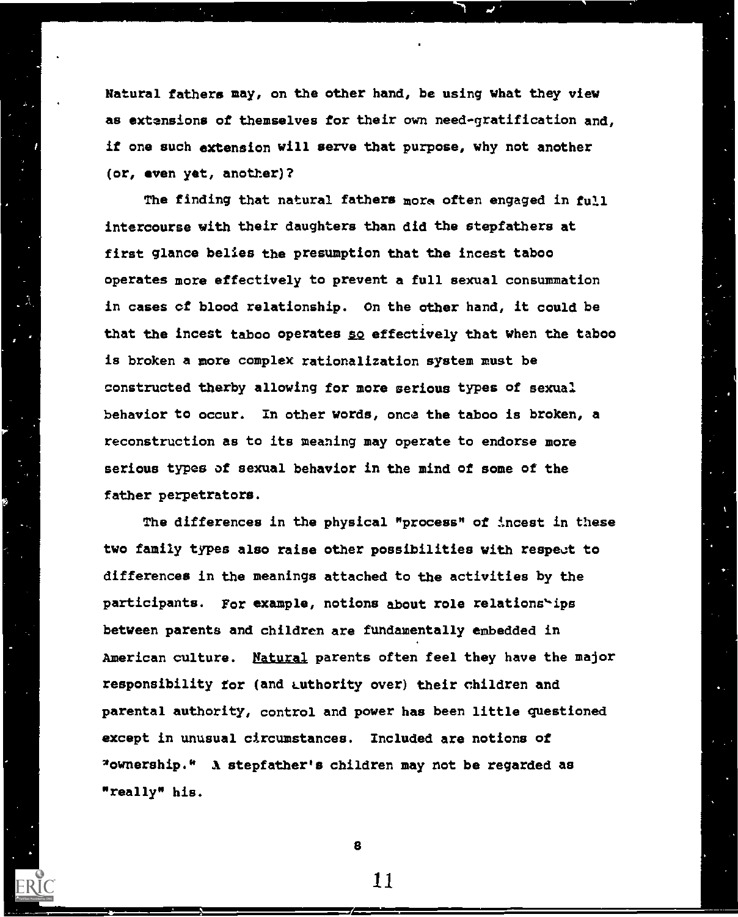Natural fathers may, on the other hand, be using what they view as extensions of themselves for their own need-gratification and, if one such extension will serve that purpose, why not another (or, even yet, another)?

The finding that natural fathers more often engaged in full intercourse with their daughters than did the stepfathers at first glance belies the presumption that the incest taboo operates more effectively to prevent a full sexual consummation in cases of blood relationship. On the other hand, it could be that the incest taboo operates _so_ effectively that when the taboo is broken a more complex rationalization system must be constructed therby allowing for more serious types of sexual behavior to occur. In other words, once the taboo is broken, a reconstruction as to its meaning may operate to endorse more serious types of sexual behavior in the mind of some of the father perpetrators.

The differences in the physical "process" of incest in these two family types also raise other possibilities with respect to differences in the meanings attached to the activities by the participants. For example, notions about role relationships between parents and children are fundamentally embedded in American culture. _Natural_ parents often feel they have the major responsibility for (and authority over) their children and parental authority, control and power has been little questioned except in unusual circumstances. Included are notions of "ownership." A stepfather's children may not be regarded as "really" his.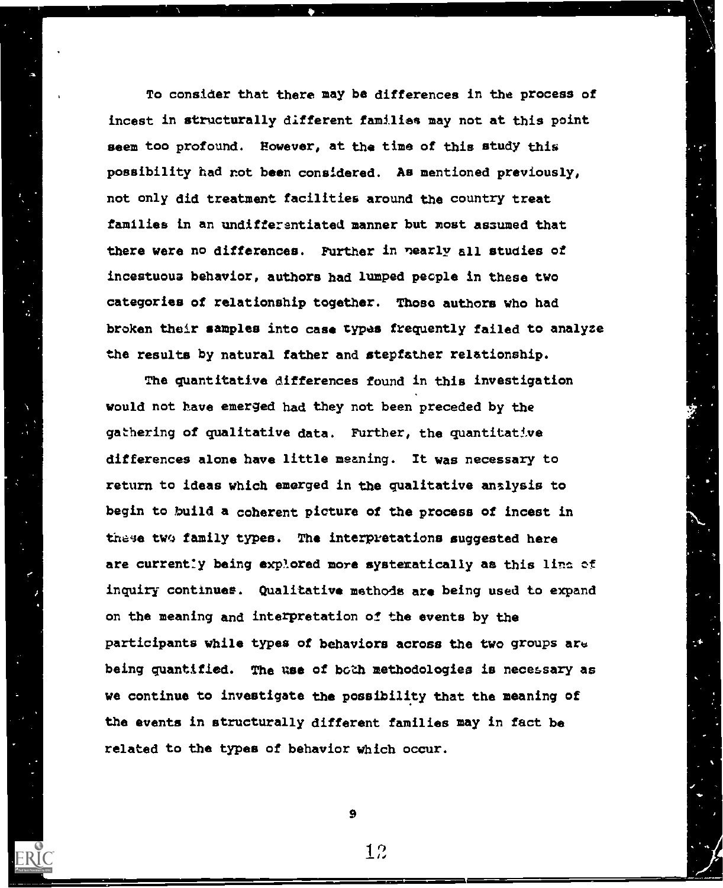To consider that there may be differences in the process of incest in structurally different families may not at this point seem too profound. However, at the time of this study this possibility had not been considered. As mentioned previously, not only did treatment facilities around the country treat families in an undifferentiated manner but most assumed that there were no differences. Further in nearly all studies of incestuous behavior, authors had lumped people in these two categories of relationship together. Those authors who had broken their samples into case types frequently failed to analyze the results by natural father and stepfather relationship.

The quantitative differences found in this investigation would not have emerged had they not been preceded by the gathering of qualitative data. Further, the quantitative differences alone have little meaning. It was necessary to return to ideas which emerged in the qualitative analysis to begin to build a coherent picture of the process of incest in these two family types. The interpretations suggested here are currently being explored more systematically as this line of inquiry continues. Qualitative methods are being used to expand on the meaning and interpretation of the events by the participants while types of behaviors across the two groups are being quantified. The use of both methodologies is necessary as we continue to investigate the possibility that the meaning of the events in structurally different families may in fact be related to the types of behavior which occur.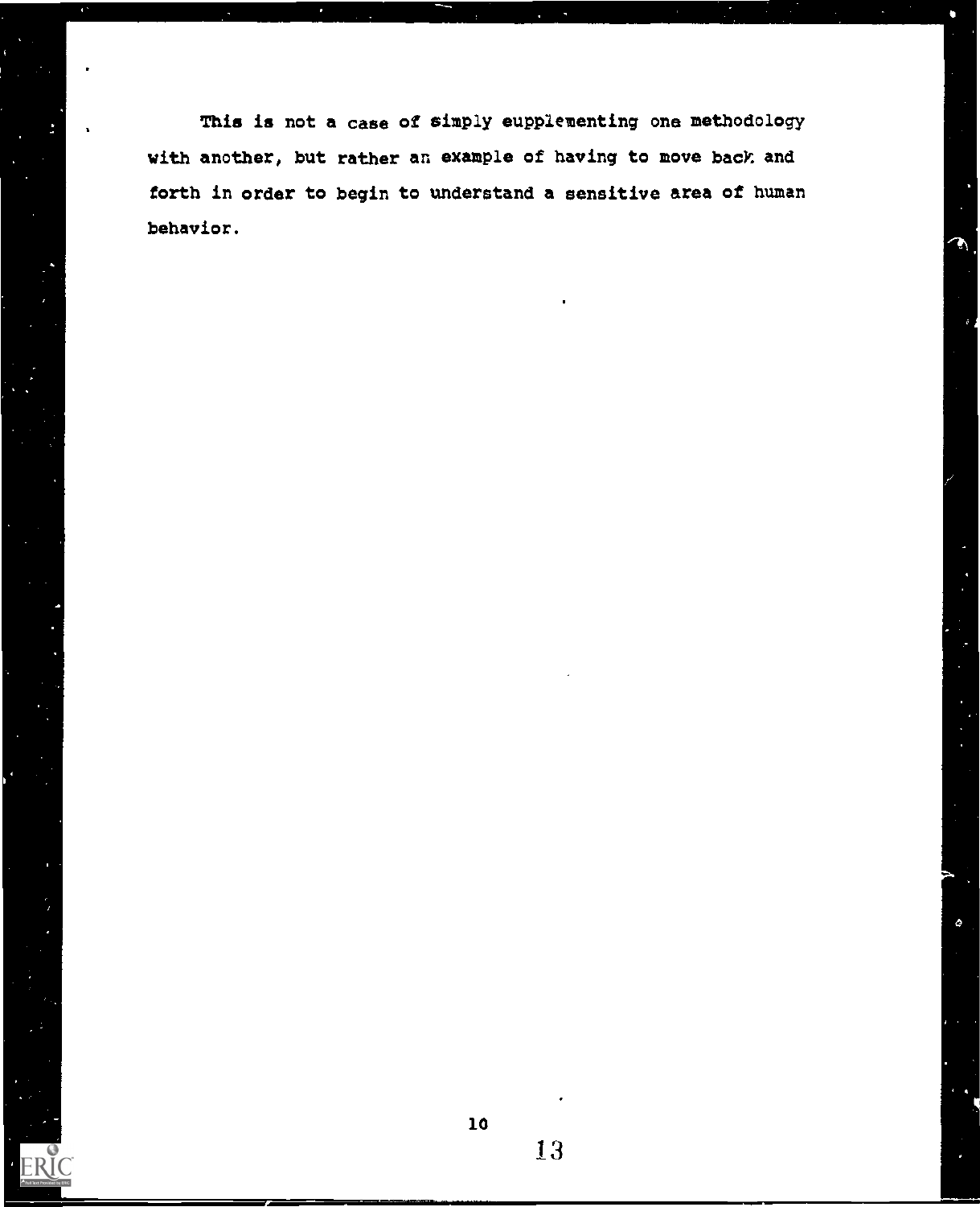This is not a case of simply eupplementing one methodology with another, but rather an example of having to move back and forth in order to begin to understand a sensitive area of human behavior.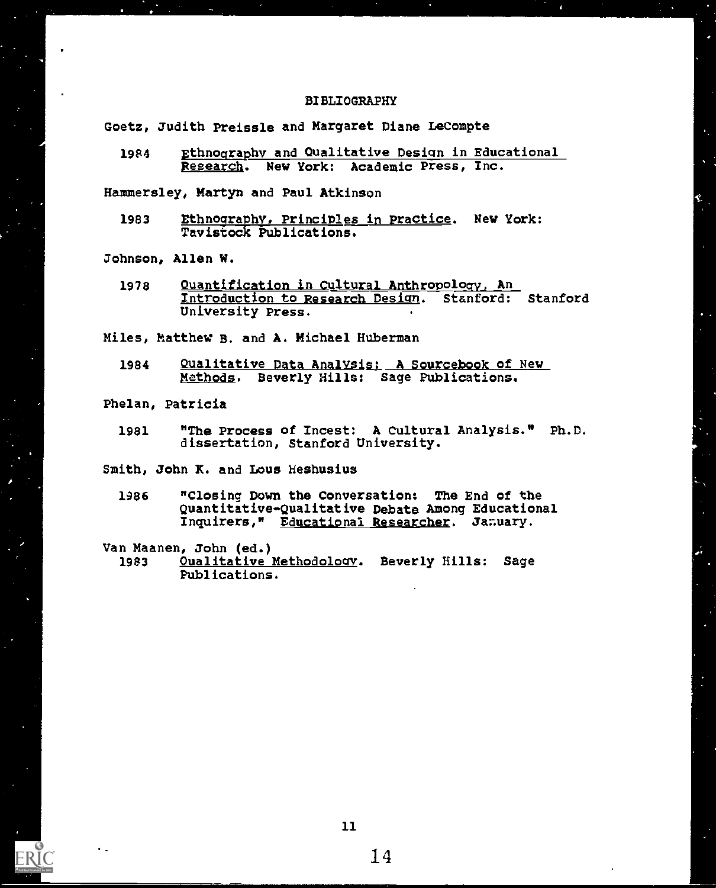# BIBLIOGRAPHY

Goetz, Judith Preissle and Margaret Diane LeCompte

1984 *Ethnography and Qualitative Design in Educational Research*. New York: Academic Press, Inc.

Hammersley, Martyn and Paul Atkinson

1983 *Ethnography, Principles in Practice*. New York: Tavistock Publications.

Johnson, Allen W.

1978 *Quantification in Cultural Anthropology, An Introduction to Research Design*. Stanford: Stanford University Press.

Miles, Matthew B. and A. Michael Huberman

1984 *Qualitative Data Analysis: A Sourcebook of New Methods*. Beverly Hills: Sage Publications.

Phelan, Patricia

1981 "The Process of Incest: A Cultural Analysis." Ph.D. dissertation, Stanford University.

Smith, John K. and Lous Heshusius

1986 "Closing Down the Conversation: The End of the Quantitative-Qualitative Debate Among Educational Inquirers," *Educational Researcher*. January.

Van Maanen, John (ed.)

1983 *Qualitative Methodology*. Beverly Hills: Sage Publications.